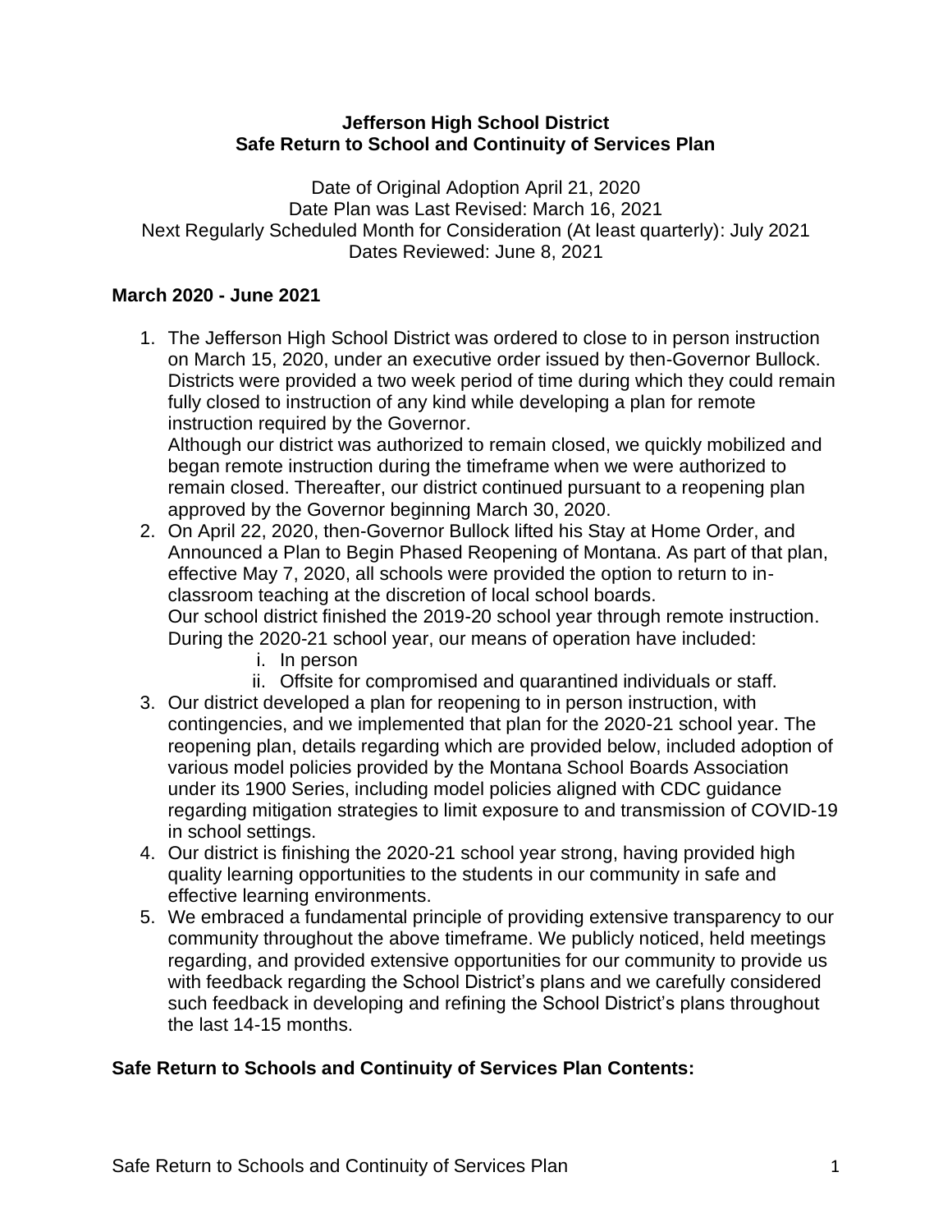**Jefferson High School District**
**Safe Return to School and Continuity of Services Plan**

Date of Original Adoption April 21, 2020
Date Plan was Last Revised: March 16, 2021
Next Regularly Scheduled Month for Consideration (At least quarterly): July 2021
Dates Reviewed: June 8, 2021

## March 2020 - June 2021

1. The Jefferson High School District was ordered to close to in person instruction on March 15, 2020, under an executive order issued by then-Governor Bullock. Districts were provided a two week period of time during which they could remain fully closed to instruction of any kind while developing a plan for remote instruction required by the Governor.
   Although our district was authorized to remain closed, we quickly mobilized and began remote instruction during the timeframe when we were authorized to remain closed. Thereafter, our district continued pursuant to a reopening plan approved by the Governor beginning March 30, 2020.
2. On April 22, 2020, then-Governor Bullock lifted his Stay at Home Order, and Announced a Plan to Begin Phased Reopening of Montana. As part of that plan, effective May 7, 2020, all schools were provided the option to return to in-classroom teaching at the discretion of local school boards.
   Our school district finished the 2019-20 school year through remote instruction. During the 2020-21 school year, our means of operation have included:
   i. In person
   ii. Offsite for compromised and quarantined individuals or staff.
3. Our district developed a plan for reopening to in person instruction, with contingencies, and we implemented that plan for the 2020-21 school year. The reopening plan, details regarding which are provided below, included adoption of various model policies provided by the Montana School Boards Association under its 1900 Series, including model policies aligned with CDC guidance regarding mitigation strategies to limit exposure to and transmission of COVID-19 in school settings.
4. Our district is finishing the 2020-21 school year strong, having provided high quality learning opportunities to the students in our community in safe and effective learning environments.
5. We embraced a fundamental principle of providing extensive transparency to our community throughout the above timeframe. We publicly noticed, held meetings regarding, and provided extensive opportunities for our community to provide us with feedback regarding the School District's plans and we carefully considered such feedback in developing and refining the School District's plans throughout the last 14-15 months.

## Safe Return to Schools and Continuity of Services Plan Contents: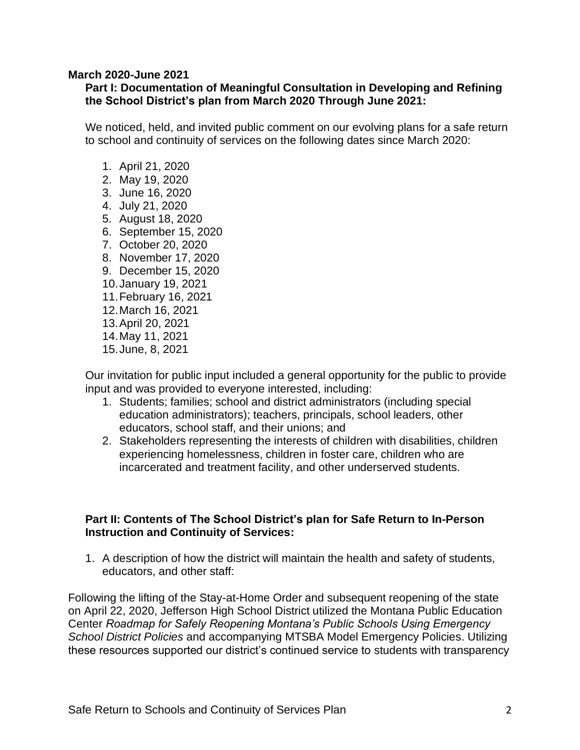**March 2020-June 2021**

**Part I: Documentation of Meaningful Consultation in Developing and Refining the School District's plan from March 2020 Through June 2021:**

We noticed, held, and invited public comment on our evolving plans for a safe return to school and continuity of services on the following dates since March 2020:

1. April 21, 2020
2. May 19, 2020
3. June 16, 2020
4. July 21, 2020
5. August 18, 2020
6. September 15, 2020
7. October 20, 2020
8. November 17, 2020
9. December 15, 2020
10. January 19, 2021
11. February 16, 2021
12. March 16, 2021
13. April 20, 2021
14. May 11, 2021
15. June, 8, 2021

Our invitation for public input included a general opportunity for the public to provide input and was provided to everyone interested, including:

1. Students; families; school and district administrators (including special education administrators); teachers, principals, school leaders, other educators, school staff, and their unions; and
2. Stakeholders representing the interests of children with disabilities, children experiencing homelessness, children in foster care, children who are incarcerated and treatment facility, and other underserved students.

**Part II: Contents of The School District's plan for Safe Return to In-Person Instruction and Continuity of Services:**

1. A description of how the district will maintain the health and safety of students, educators, and other staff:

Following the lifting of the Stay-at-Home Order and subsequent reopening of the state on April 22, 2020, Jefferson High School District utilized the Montana Public Education Center *Roadmap for Safely Reopening Montana's Public Schools Using Emergency School District Policies* and accompanying MTSBA Model Emergency Policies. Utilizing these resources supported our district's continued service to students with transparency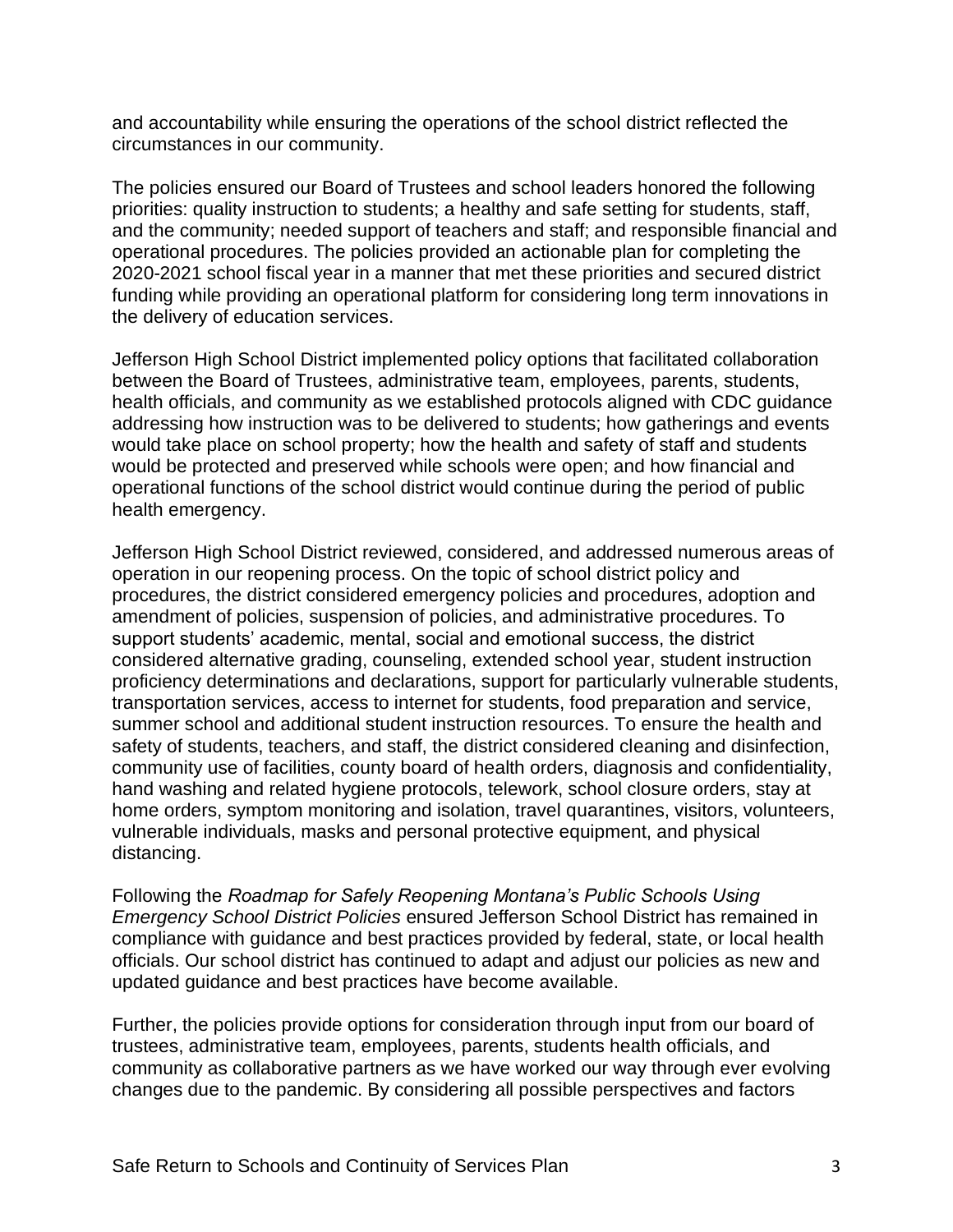and accountability while ensuring the operations of the school district reflected the circumstances in our community.

The policies ensured our Board of Trustees and school leaders honored the following priorities: quality instruction to students; a healthy and safe setting for students, staff, and the community; needed support of teachers and staff; and responsible financial and operational procedures. The policies provided an actionable plan for completing the 2020-2021 school fiscal year in a manner that met these priorities and secured district funding while providing an operational platform for considering long term innovations in the delivery of education services.

Jefferson High School District implemented policy options that facilitated collaboration between the Board of Trustees, administrative team, employees, parents, students, health officials, and community as we established protocols aligned with CDC guidance addressing how instruction was to be delivered to students; how gatherings and events would take place on school property; how the health and safety of staff and students would be protected and preserved while schools were open; and how financial and operational functions of the school district would continue during the period of public health emergency.

Jefferson High School District reviewed, considered, and addressed numerous areas of operation in our reopening process. On the topic of school district policy and procedures, the district considered emergency policies and procedures, adoption and amendment of policies, suspension of policies, and administrative procedures. To support students' academic, mental, social and emotional success, the district considered alternative grading, counseling, extended school year, student instruction proficiency determinations and declarations, support for particularly vulnerable students, transportation services, access to internet for students, food preparation and service, summer school and additional student instruction resources. To ensure the health and safety of students, teachers, and staff, the district considered cleaning and disinfection, community use of facilities, county board of health orders, diagnosis and confidentiality, hand washing and related hygiene protocols, telework, school closure orders, stay at home orders, symptom monitoring and isolation, travel quarantines, visitors, volunteers, vulnerable individuals, masks and personal protective equipment, and physical distancing.

Following the *Roadmap for Safely Reopening Montana's Public Schools Using Emergency School District Policies* ensured Jefferson School District has remained in compliance with guidance and best practices provided by federal, state, or local health officials. Our school district has continued to adapt and adjust our policies as new and updated guidance and best practices have become available.

Further, the policies provide options for consideration through input from our board of trustees, administrative team, employees, parents, students health officials, and community as collaborative partners as we have worked our way through ever evolving changes due to the pandemic. By considering all possible perspectives and factors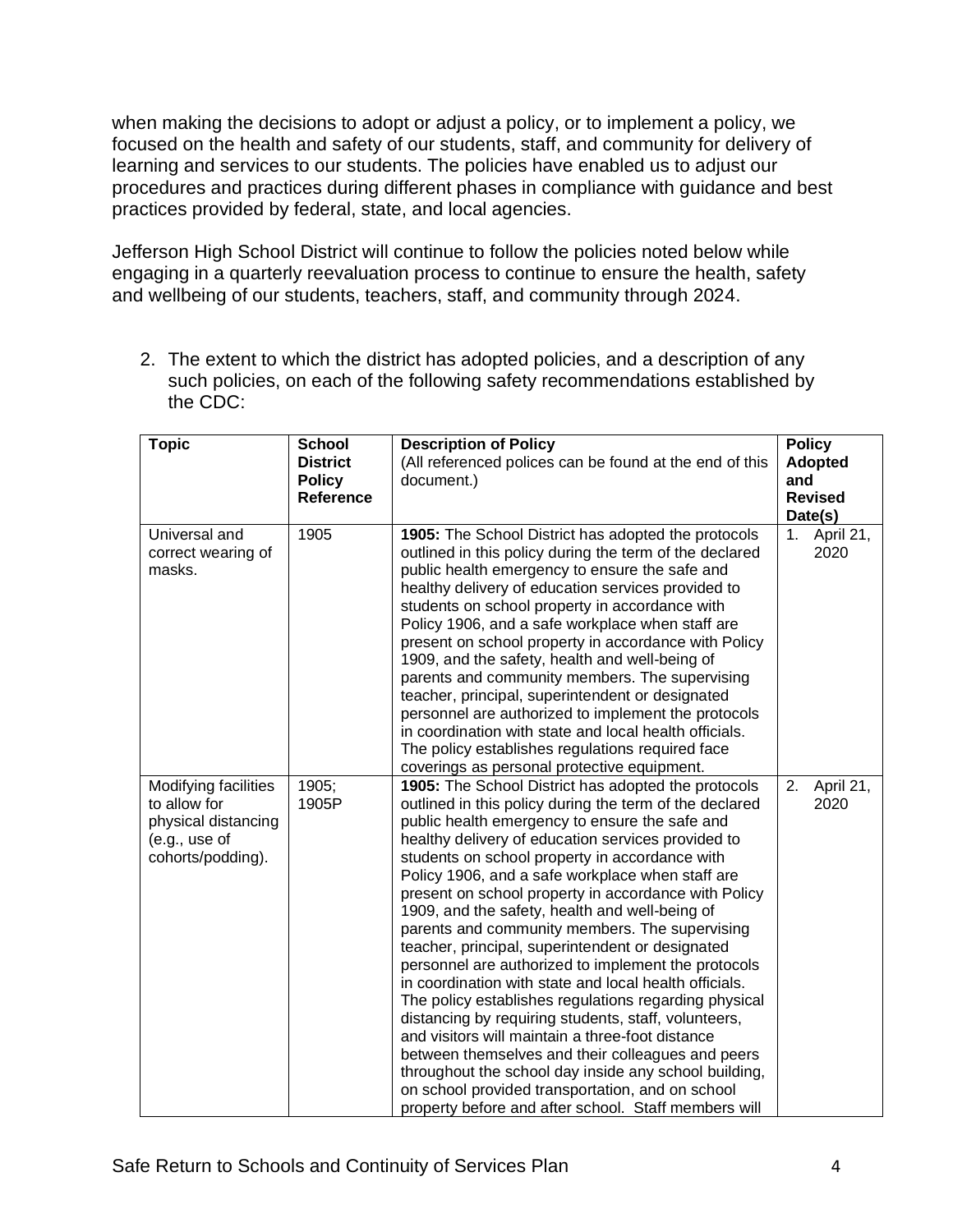when making the decisions to adopt or adjust a policy, or to implement a policy, we focused on the health and safety of our students, staff, and community for delivery of learning and services to our students. The policies have enabled us to adjust our procedures and practices during different phases in compliance with guidance and best practices provided by federal, state, and local agencies.

Jefferson High School District will continue to follow the policies noted below while engaging in a quarterly reevaluation process to continue to ensure the health, safety and wellbeing of our students, teachers, staff, and community through 2024.

2. The extent to which the district has adopted policies, and a description of any such policies, on each of the following safety recommendations established by the CDC:

| **Topic** | **School District Policy Reference** | **Description of Policy** (All referenced polices can be found at the end of this document.) | **Policy Adopted and Revised Date(s)** |
|---|---|---|---|
| Universal and correct wearing of masks. | 1905 | **1905:** The School District has adopted the protocols outlined in this policy during the term of the declared public health emergency to ensure the safe and healthy delivery of education services provided to students on school property in accordance with Policy 1906, and a safe workplace when staff are present on school property in accordance with Policy 1909, and the safety, health and well-being of parents and community members. The supervising teacher, principal, superintendent or designated personnel are authorized to implement the protocols in coordination with state and local health officials. The policy establishes regulations required face coverings as personal protective equipment. | 1. April 21, 2020 |
| Modifying facilities to allow for physical distancing (e.g., use of cohorts/podding). | 1905; 1905P | **1905:** The School District has adopted the protocols outlined in this policy during the term of the declared public health emergency to ensure the safe and healthy delivery of education services provided to students on school property in accordance with Policy 1906, and a safe workplace when staff are present on school property in accordance with Policy 1909, and the safety, health and well-being of parents and community members. The supervising teacher, principal, superintendent or designated personnel are authorized to implement the protocols in coordination with state and local health officials. The policy establishes regulations regarding physical distancing by requiring students, staff, volunteers, and visitors will maintain a three-foot distance between themselves and their colleagues and peers throughout the school day inside any school building, on school provided transportation, and on school property before and after school. Staff members will | 2. April 21, 2020 |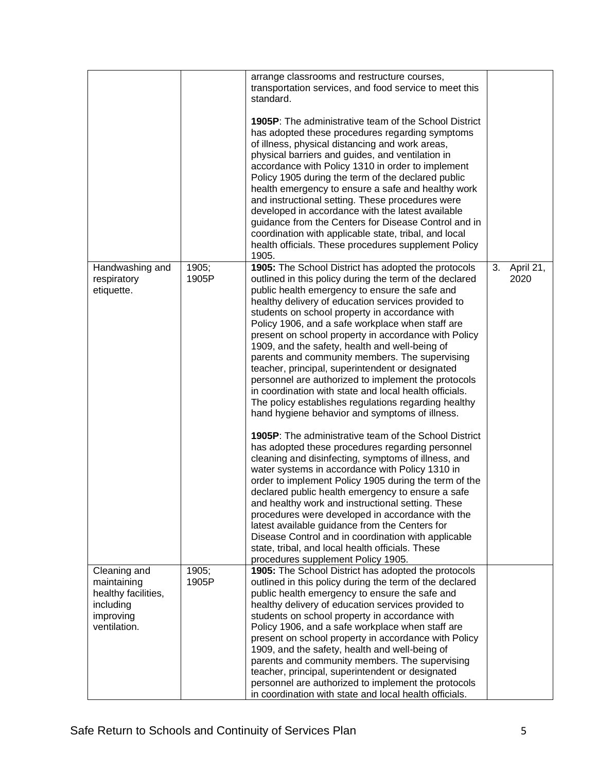| | | | |
|---|---|---|---|
| | | arrange classrooms and restructure courses, transportation services, and food service to meet this standard.<br><br>**1905P**: The administrative team of the School District has adopted these procedures regarding symptoms of illness, physical distancing and work areas, physical barriers and guides, and ventilation in accordance with Policy 1310 in order to implement Policy 1905 during the term of the declared public health emergency to ensure a safe and healthy work and instructional setting. These procedures were developed in accordance with the latest available guidance from the Centers for Disease Control and in coordination with applicable state, tribal, and local health officials. These procedures supplement Policy 1905. | |
| Handwashing and respiratory etiquette. | 1905; 1905P | **1905:** The School District has adopted the protocols outlined in this policy during the term of the declared public health emergency to ensure the safe and healthy delivery of education services provided to students on school property in accordance with Policy 1906, and a safe workplace when staff are present on school property in accordance with Policy 1909, and the safety, health and well-being of parents and community members. The supervising teacher, principal, superintendent or designated personnel are authorized to implement the protocols in coordination with state and local health officials. The policy establishes regulations regarding healthy hand hygiene behavior and symptoms of illness.<br><br>**1905P**: The administrative team of the School District has adopted these procedures regarding personnel cleaning and disinfecting, symptoms of illness, and water systems in accordance with Policy 1310 in order to implement Policy 1905 during the term of the declared public health emergency to ensure a safe and healthy work and instructional setting. These procedures were developed in accordance with the latest available guidance from the Centers for Disease Control and in coordination with applicable state, tribal, and local health officials. These procedures supplement Policy 1905. | 3. April 21, 2020 |
| Cleaning and maintaining healthy facilities, including improving ventilation. | 1905; 1905P | **1905:** The School District has adopted the protocols outlined in this policy during the term of the declared public health emergency to ensure the safe and healthy delivery of education services provided to students on school property in accordance with Policy 1906, and a safe workplace when staff are present on school property in accordance with Policy 1909, and the safety, health and well-being of parents and community members. The supervising teacher, principal, superintendent or designated personnel are authorized to implement the protocols in coordination with state and local health officials. | |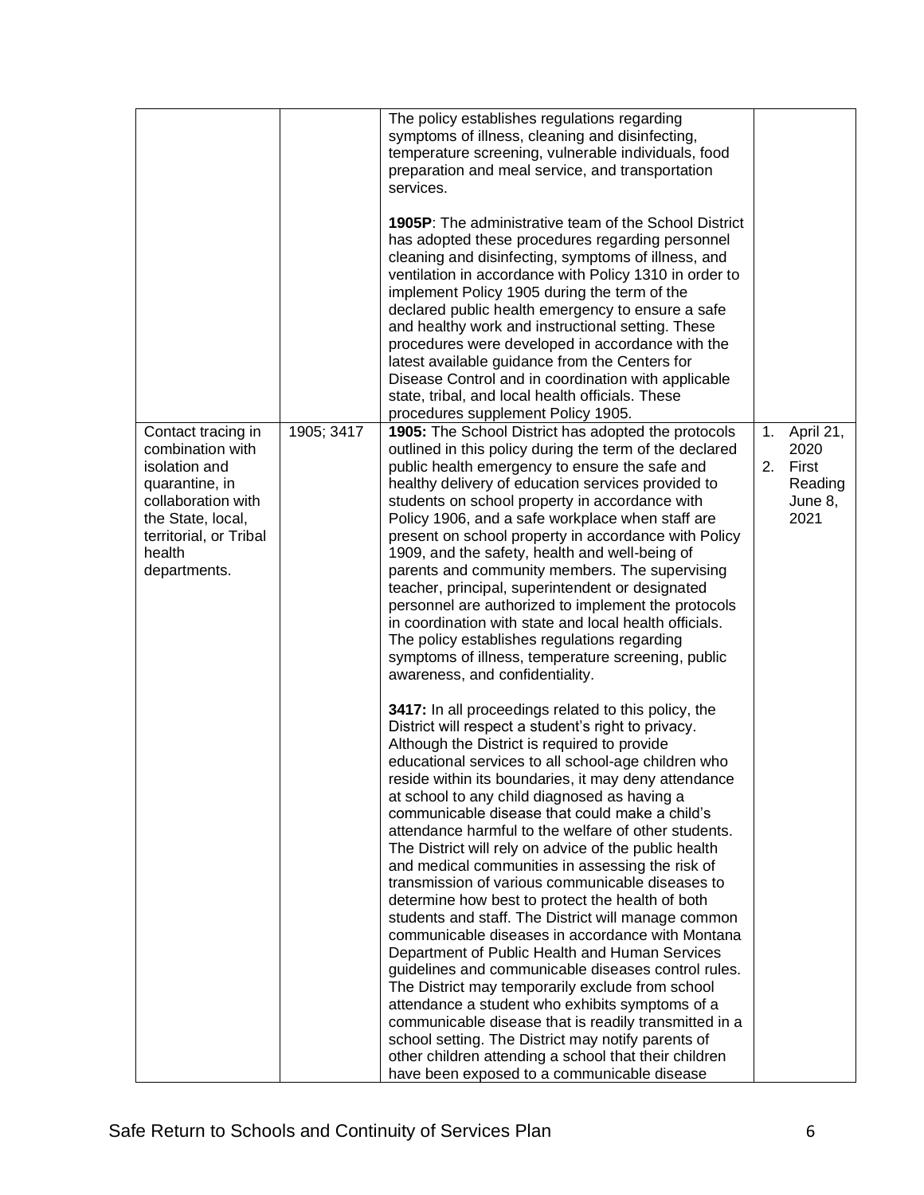| | | | |
|---|---|---|---|
| | | The policy establishes regulations regarding symptoms of illness, cleaning and disinfecting, temperature screening, vulnerable individuals, food preparation and meal service, and transportation services.<br><br>**1905P**: The administrative team of the School District has adopted these procedures regarding personnel cleaning and disinfecting, symptoms of illness, and ventilation in accordance with Policy 1310 in order to implement Policy 1905 during the term of the declared public health emergency to ensure a safe and healthy work and instructional setting. These procedures were developed in accordance with the latest available guidance from the Centers for Disease Control and in coordination with applicable state, tribal, and local health officials. These procedures supplement Policy 1905. | |
| Contact tracing in combination with isolation and quarantine, in collaboration with the State, local, territorial, or Tribal health departments. | 1905; 3417 | **1905:** The School District has adopted the protocols outlined in this policy during the term of the declared public health emergency to ensure the safe and healthy delivery of education services provided to students on school property in accordance with Policy 1906, and a safe workplace when staff are present on school property in accordance with Policy 1909, and the safety, health and well-being of parents and community members. The supervising teacher, principal, superintendent or designated personnel are authorized to implement the protocols in coordination with state and local health officials. The policy establishes regulations regarding symptoms of illness, temperature screening, public awareness, and confidentiality.<br><br>**3417:** In all proceedings related to this policy, the District will respect a student's right to privacy. Although the District is required to provide educational services to all school-age children who reside within its boundaries, it may deny attendance at school to any child diagnosed as having a communicable disease that could make a child's attendance harmful to the welfare of other students. The District will rely on advice of the public health and medical communities in assessing the risk of transmission of various communicable diseases to determine how best to protect the health of both students and staff. The District will manage common communicable diseases in accordance with Montana Department of Public Health and Human Services guidelines and communicable diseases control rules. The District may temporarily exclude from school attendance a student who exhibits symptoms of a communicable disease that is readily transmitted in a school setting. The District may notify parents of other children attending a school that their children have been exposed to a communicable disease | 1. April 21, 2020<br>2. First Reading June 8, 2021 |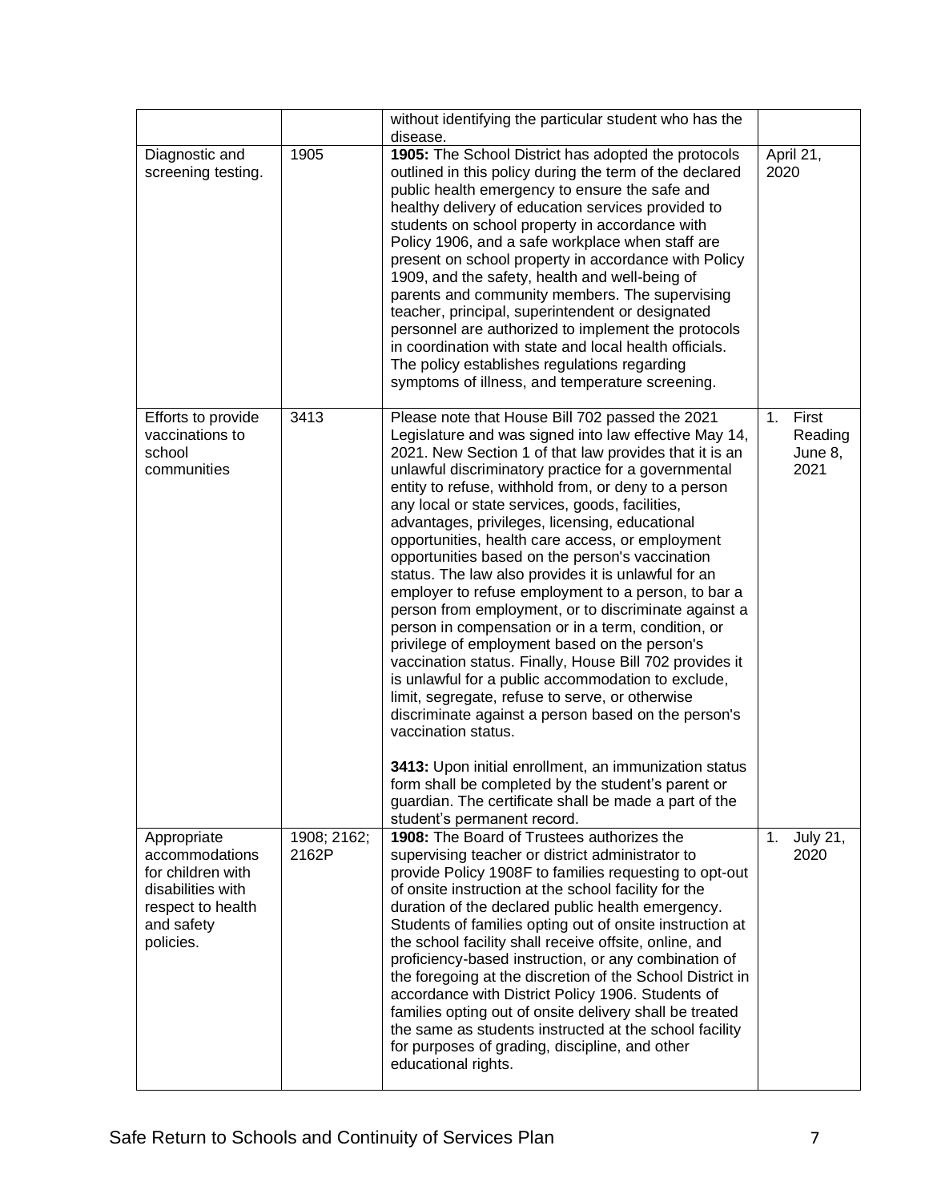| | | | |
|---|---|---|---|
| | | without identifying the particular student who has the disease. | |
| Diagnostic and screening testing. | 1905 | **1905:** The School District has adopted the protocols outlined in this policy during the term of the declared public health emergency to ensure the safe and healthy delivery of education services provided to students on school property in accordance with Policy 1906, and a safe workplace when staff are present on school property in accordance with Policy 1909, and the safety, health and well-being of parents and community members. The supervising teacher, principal, superintendent or designated personnel are authorized to implement the protocols in coordination with state and local health officials. The policy establishes regulations regarding symptoms of illness, and temperature screening. | April 21, 2020 |
| Efforts to provide vaccinations to school communities | 3413 | Please note that House Bill 702 passed the 2021 Legislature and was signed into law effective May 14, 2021. New Section 1 of that law provides that it is an unlawful discriminatory practice for a governmental entity to refuse, withhold from, or deny to a person any local or state services, goods, facilities, advantages, privileges, licensing, educational opportunities, health care access, or employment opportunities based on the person's vaccination status. The law also provides it is unlawful for an employer to refuse employment to a person, to bar a person from employment, or to discriminate against a person in compensation or in a term, condition, or privilege of employment based on the person's vaccination status. Finally, House Bill 702 provides it is unlawful for a public accommodation to exclude, limit, segregate, refuse to serve, or otherwise discriminate against a person based on the person's vaccination status.<br><br>**3413:** Upon initial enrollment, an immunization status form shall be completed by the student's parent or guardian. The certificate shall be made a part of the student's permanent record. | 1. First Reading June 8, 2021 |
| Appropriate accommodations for children with disabilities with respect to health and safety policies. | 1908; 2162; 2162P | **1908:** The Board of Trustees authorizes the supervising teacher or district administrator to provide Policy 1908F to families requesting to opt-out of onsite instruction at the school facility for the duration of the declared public health emergency. Students of families opting out of onsite instruction at the school facility shall receive offsite, online, and proficiency-based instruction, or any combination of the foregoing at the discretion of the School District in accordance with District Policy 1906. Students of families opting out of onsite delivery shall be treated the same as students instructed at the school facility for purposes of grading, discipline, and other educational rights. | 1. July 21, 2020 |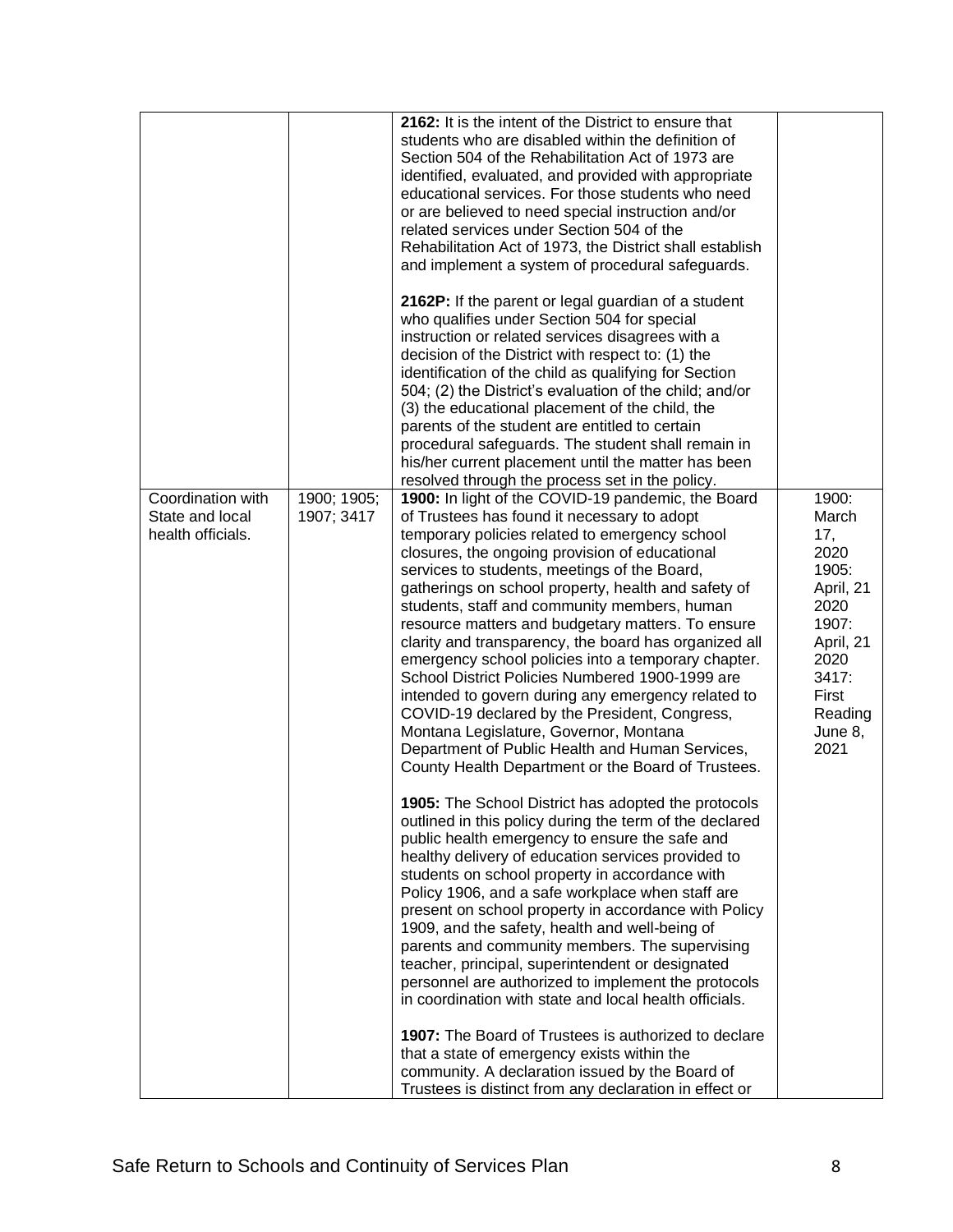| | | | |
|---|---|---|---|
| | | **2162:** It is the intent of the District to ensure that students who are disabled within the definition of Section 504 of the Rehabilitation Act of 1973 are identified, evaluated, and provided with appropriate educational services. For those students who need or are believed to need special instruction and/or related services under Section 504 of the Rehabilitation Act of 1973, the District shall establish and implement a system of procedural safeguards.<br><br>**2162P:** If the parent or legal guardian of a student who qualifies under Section 504 for special instruction or related services disagrees with a decision of the District with respect to: (1) the identification of the child as qualifying for Section 504; (2) the District's evaluation of the child; and/or (3) the educational placement of the child, the parents of the student are entitled to certain procedural safeguards. The student shall remain in his/her current placement until the matter has been resolved through the process set in the policy. | |
| Coordination with State and local health officials. | 1900; 1905; 1907; 3417 | **1900:** In light of the COVID-19 pandemic, the Board of Trustees has found it necessary to adopt temporary policies related to emergency school closures, the ongoing provision of educational services to students, meetings of the Board, gatherings on school property, health and safety of students, staff and community members, human resource matters and budgetary matters. To ensure clarity and transparency, the board has organized all emergency school policies into a temporary chapter. School District Policies Numbered 1900-1999 are intended to govern during any emergency related to COVID-19 declared by the President, Congress, Montana Legislature, Governor, Montana Department of Public Health and Human Services, County Health Department or the Board of Trustees.<br><br>**1905:** The School District has adopted the protocols outlined in this policy during the term of the declared public health emergency to ensure the safe and healthy delivery of education services provided to students on school property in accordance with Policy 1906, and a safe workplace when staff are present on school property in accordance with Policy 1909, and the safety, health and well-being of parents and community members. The supervising teacher, principal, superintendent or designated personnel are authorized to implement the protocols in coordination with state and local health officials.<br><br>**1907:** The Board of Trustees is authorized to declare that a state of emergency exists within the community. A declaration issued by the Board of Trustees is distinct from any declaration in effect or | 1900: March 17, 2020<br>1905: April, 21 2020<br>1907: April, 21 2020<br>3417: First Reading June 8, 2021 |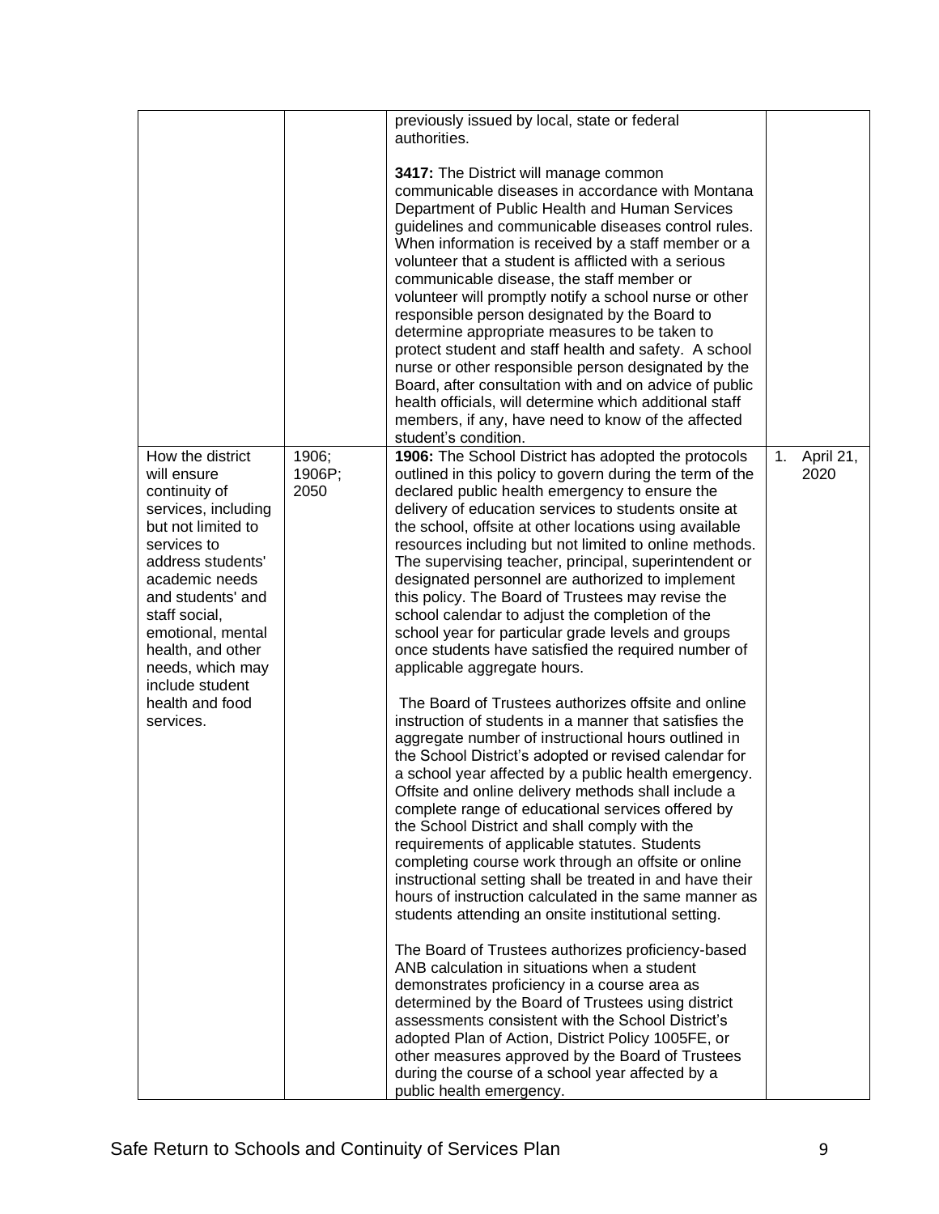| | | | |
|---|---|---|---|
| | | previously issued by local, state or federal authorities.<br><br>**3417:** The District will manage common communicable diseases in accordance with Montana Department of Public Health and Human Services guidelines and communicable diseases control rules. When information is received by a staff member or a volunteer that a student is afflicted with a serious communicable disease, the staff member or volunteer will promptly notify a school nurse or other responsible person designated by the Board to determine appropriate measures to be taken to protect student and staff health and safety. A school nurse or other responsible person designated by the Board, after consultation with and on advice of public health officials, will determine which additional staff members, if any, have need to know of the affected student's condition. | |
| How the district will ensure continuity of services, including but not limited to services to address students' academic needs and students' and staff social, emotional, mental health, and other needs, which may include student health and food services. | 1906; 1906P; 2050 | **1906:** The School District has adopted the protocols outlined in this policy to govern during the term of the declared public health emergency to ensure the delivery of education services to students onsite at the school, offsite at other locations using available resources including but not limited to online methods. The supervising teacher, principal, superintendent or designated personnel are authorized to implement this policy. The Board of Trustees may revise the school calendar to adjust the completion of the school year for particular grade levels and groups once students have satisfied the required number of applicable aggregate hours.<br><br>The Board of Trustees authorizes offsite and online instruction of students in a manner that satisfies the aggregate number of instructional hours outlined in the School District's adopted or revised calendar for a school year affected by a public health emergency. Offsite and online delivery methods shall include a complete range of educational services offered by the School District and shall comply with the requirements of applicable statutes. Students completing course work through an offsite or online instructional setting shall be treated in and have their hours of instruction calculated in the same manner as students attending an onsite institutional setting.<br><br>The Board of Trustees authorizes proficiency-based ANB calculation in situations when a student demonstrates proficiency in a course area as determined by the Board of Trustees using district assessments consistent with the School District's adopted Plan of Action, District Policy 1005FE, or other measures approved by the Board of Trustees during the course of a school year affected by a public health emergency. | 1. April 21, 2020 |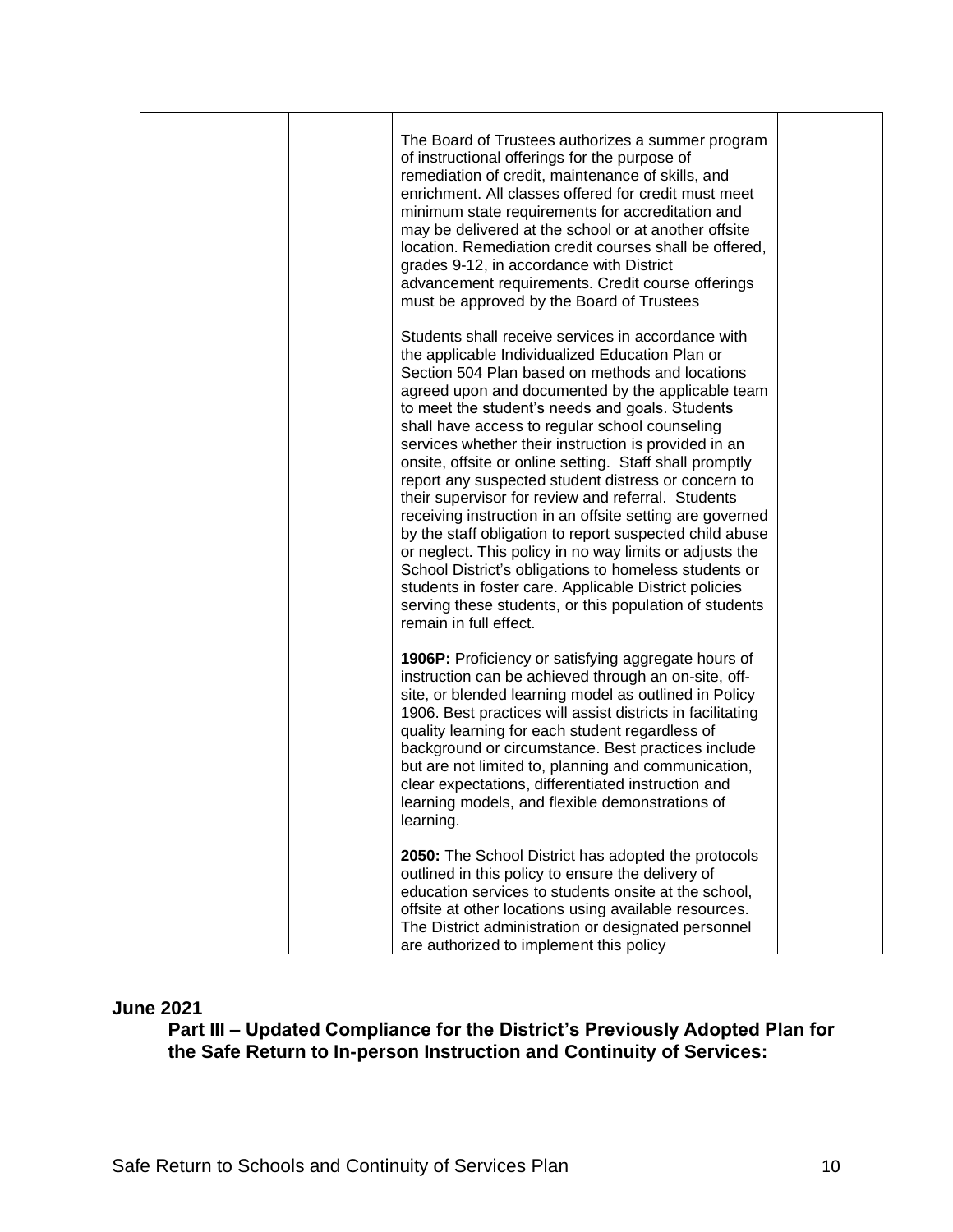| | | | |
|---|---|---|---|
| | | The Board of Trustees authorizes a summer program of instructional offerings for the purpose of remediation of credit, maintenance of skills, and enrichment. All classes offered for credit must meet minimum state requirements for accreditation and may be delivered at the school or at another offsite location. Remediation credit courses shall be offered, grades 9-12, in accordance with District advancement requirements. Credit course offerings must be approved by the Board of Trustees<br><br>Students shall receive services in accordance with the applicable Individualized Education Plan or Section 504 Plan based on methods and locations agreed upon and documented by the applicable team to meet the student's needs and goals. Students shall have access to regular school counseling services whether their instruction is provided in an onsite, offsite or online setting. Staff shall promptly report any suspected student distress or concern to their supervisor for review and referral. Students receiving instruction in an offsite setting are governed by the staff obligation to report suspected child abuse or neglect. This policy in no way limits or adjusts the School District's obligations to homeless students or students in foster care. Applicable District policies serving these students, or this population of students remain in full effect.<br><br>**1906P:** Proficiency or satisfying aggregate hours of instruction can be achieved through an on-site, off-site, or blended learning model as outlined in Policy 1906. Best practices will assist districts in facilitating quality learning for each student regardless of background or circumstance. Best practices include but are not limited to, planning and communication, clear expectations, differentiated instruction and learning models, and flexible demonstrations of learning.<br><br>**2050:** The School District has adopted the protocols outlined in this policy to ensure the delivery of education services to students onsite at the school, offsite at other locations using available resources. The District administration or designated personnel are authorized to implement this policy | |

**June 2021**

**Part III – Updated Compliance for the District's Previously Adopted Plan for the Safe Return to In-person Instruction and Continuity of Services:**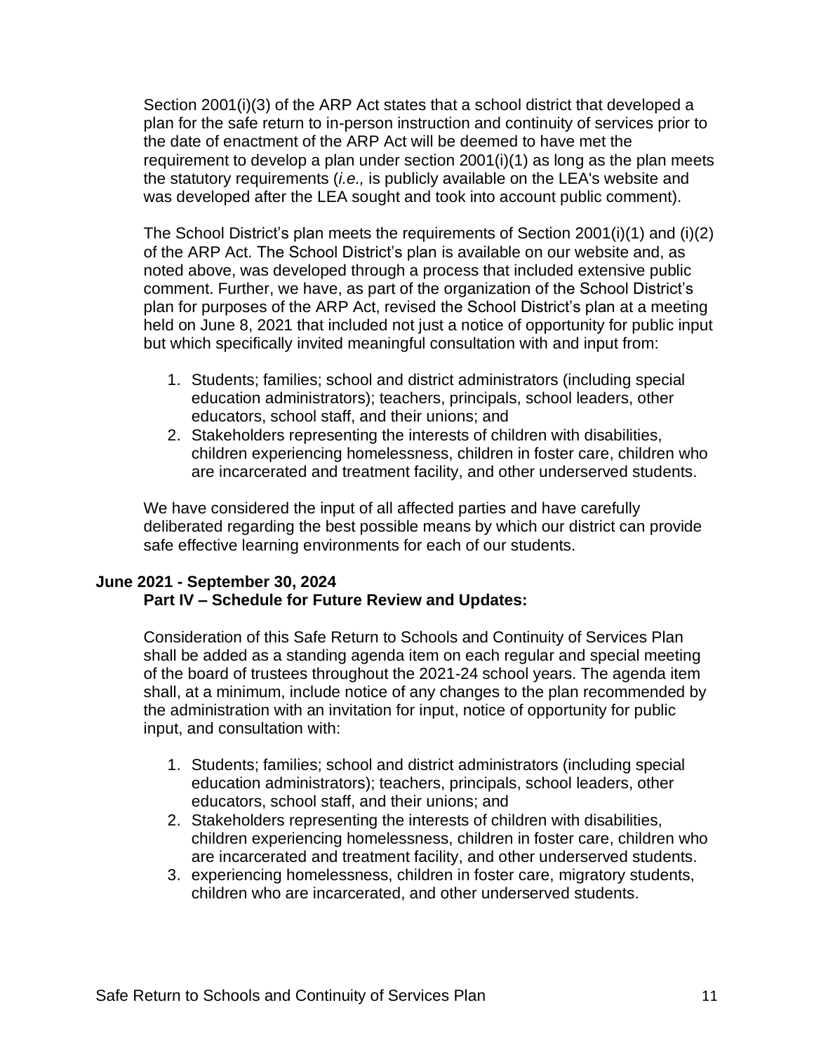Section 2001(i)(3) of the ARP Act states that a school district that developed a plan for the safe return to in-person instruction and continuity of services prior to the date of enactment of the ARP Act will be deemed to have met the requirement to develop a plan under section 2001(i)(1) as long as the plan meets the statutory requirements (*i.e.,* is publicly available on the LEA's website and was developed after the LEA sought and took into account public comment).

The School District's plan meets the requirements of Section 2001(i)(1) and (i)(2) of the ARP Act. The School District's plan is available on our website and, as noted above, was developed through a process that included extensive public comment. Further, we have, as part of the organization of the School District's plan for purposes of the ARP Act, revised the School District's plan at a meeting held on June 8, 2021 that included not just a notice of opportunity for public input but which specifically invited meaningful consultation with and input from:

1. Students; families; school and district administrators (including special education administrators); teachers, principals, school leaders, other educators, school staff, and their unions; and
2. Stakeholders representing the interests of children with disabilities, children experiencing homelessness, children in foster care, children who are incarcerated and treatment facility, and other underserved students.

We have considered the input of all affected parties and have carefully deliberated regarding the best possible means by which our district can provide safe effective learning environments for each of our students.

**June 2021 - September 30, 2024**
**Part IV – Schedule for Future Review and Updates:**

Consideration of this Safe Return to Schools and Continuity of Services Plan shall be added as a standing agenda item on each regular and special meeting of the board of trustees throughout the 2021-24 school years. The agenda item shall, at a minimum, include notice of any changes to the plan recommended by the administration with an invitation for input, notice of opportunity for public input, and consultation with:

1. Students; families; school and district administrators (including special education administrators); teachers, principals, school leaders, other educators, school staff, and their unions; and
2. Stakeholders representing the interests of children with disabilities, children experiencing homelessness, children in foster care, children who are incarcerated and treatment facility, and other underserved students.
3. experiencing homelessness, children in foster care, migratory students, children who are incarcerated, and other underserved students.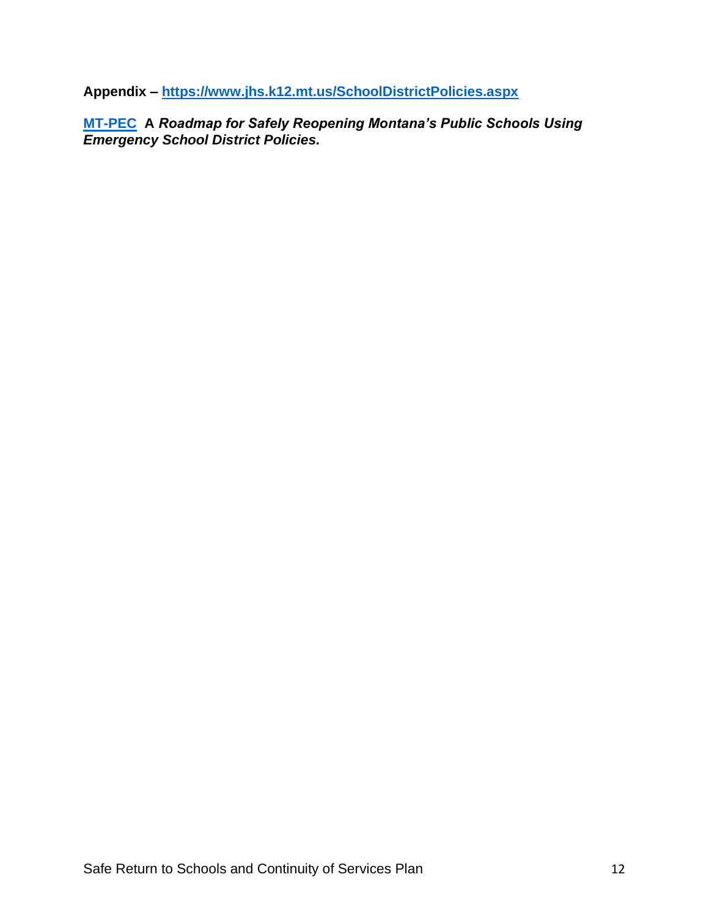**Appendix – https://www.jhs.k12.mt.us/SchoolDistrictPolicies.aspx**

**MT-PEC A *Roadmap for Safely Reopening Montana's Public Schools Using Emergency School District Policies.***